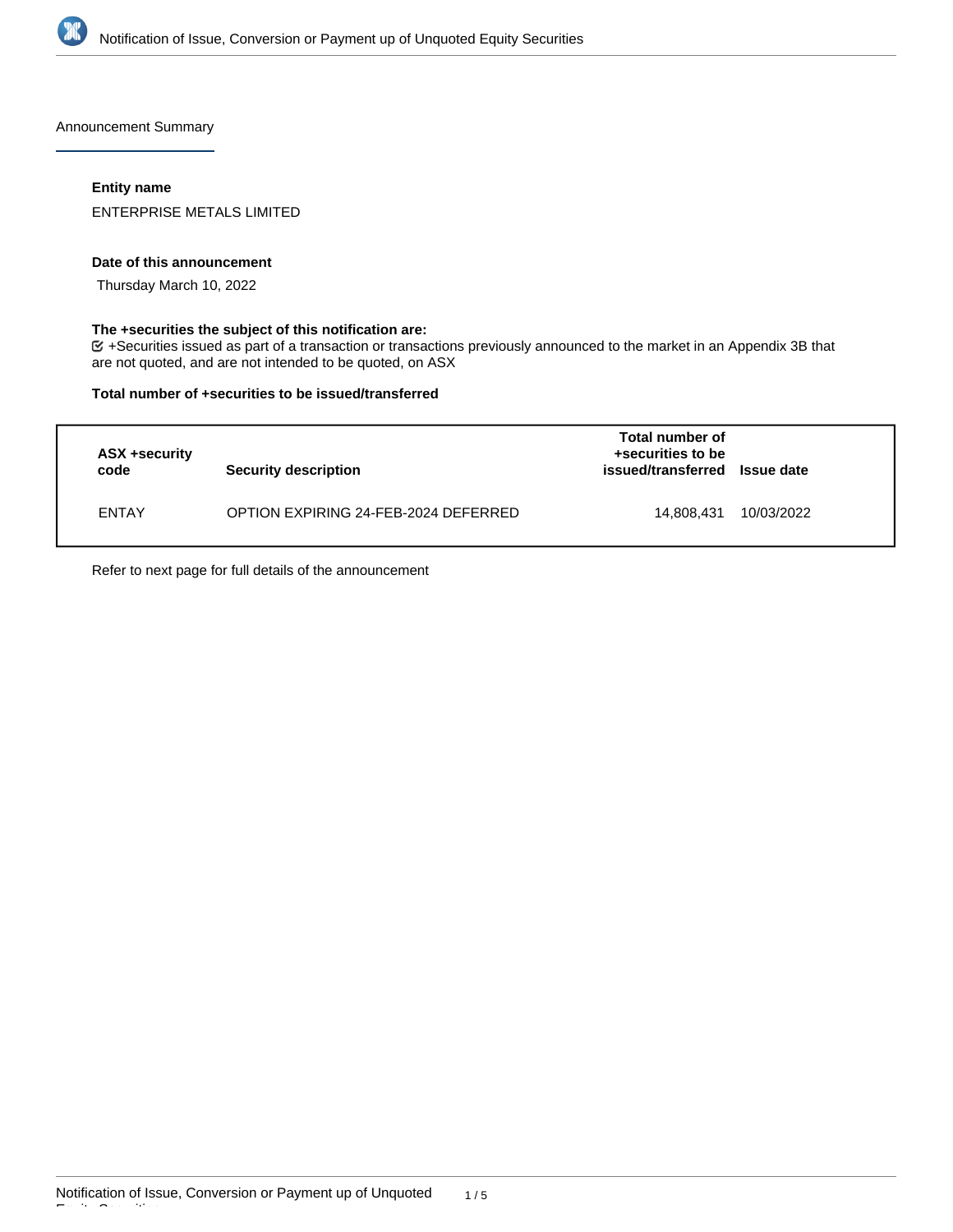Announcement Summary

**Entity name**

ENTERPRISE METALS LIMITED

**Date of this announcement**

Thursday March 10, 2022

**The +securities the subject of this notification are:**

☑ +Securities issued as part of a transaction or transactions previously announced to the market in an Appendix 3B that are not quoted, and are not intended to be quoted, on ASX

**Total number of +securities to be issued/transferred**

| ASX +security code | Security description | Total number of +securities to be issued/transferred | Issue date |
|---|---|---|---|
| ENTAY | OPTION EXPIRING 24-FEB-2024 DEFERRED | 14,808,431 | 10/03/2022 |

Refer to next page for full details of the announcement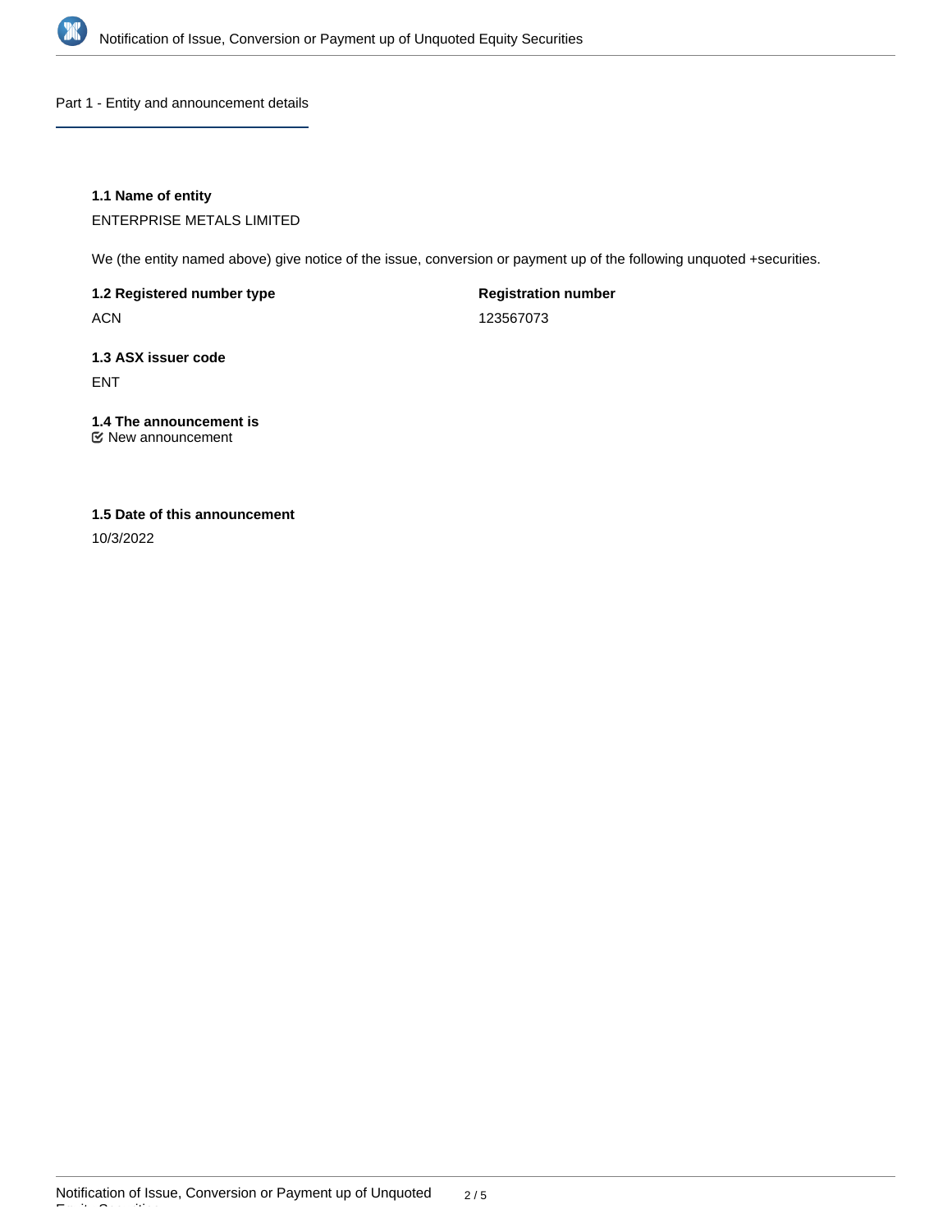## Part 1 - Entity and announcement details

**1.1 Name of entity**

ENTERPRISE METALS LIMITED

We (the entity named above) give notice of the issue, conversion or payment up of the following unquoted +securities.

**1.2 Registered number type**

ACN

**Registration number**

123567073

**1.3 ASX issuer code**

ENT

**1.4 The announcement is**

New announcement

**1.5 Date of this announcement**

10/3/2022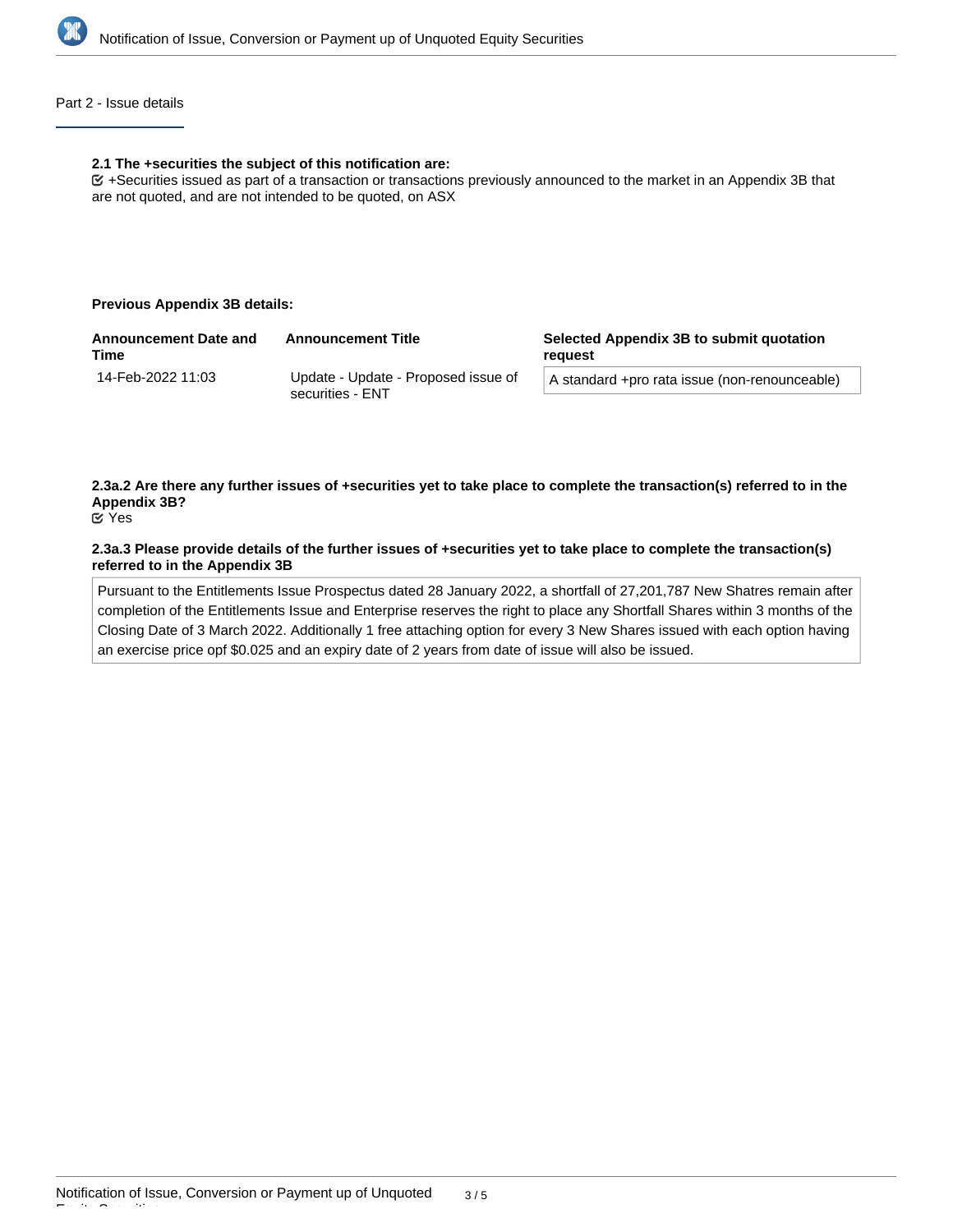## Part 2 - Issue details

**2.1 The +securities the subject of this notification are:**

☑ +Securities issued as part of a transaction or transactions previously announced to the market in an Appendix 3B that are not quoted, and are not intended to be quoted, on ASX

**Previous Appendix 3B details:**

| Announcement Date and Time | Announcement Title | Selected Appendix 3B to submit quotation request |
|---|---|---|
| 14-Feb-2022 11:03 | Update - Update - Proposed issue of securities - ENT | A standard +pro rata issue (non-renounceable) |

**2.3a.2 Are there any further issues of +securities yet to take place to complete the transaction(s) referred to in the Appendix 3B?**

☑ Yes

**2.3a.3 Please provide details of the further issues of +securities yet to take place to complete the transaction(s) referred to in the Appendix 3B**

Pursuant to the Entitlements Issue Prospectus dated 28 January 2022, a shortfall of 27,201,787 New Shatres remain after completion of the Entitlements Issue and Enterprise reserves the right to place any Shortfall Shares within 3 months of the Closing Date of 3 March 2022. Additionally 1 free attaching option for every 3 New Shares issued with each option having an exercise price opf $0.025 and an expiry date of 2 years from date of issue will also be issued.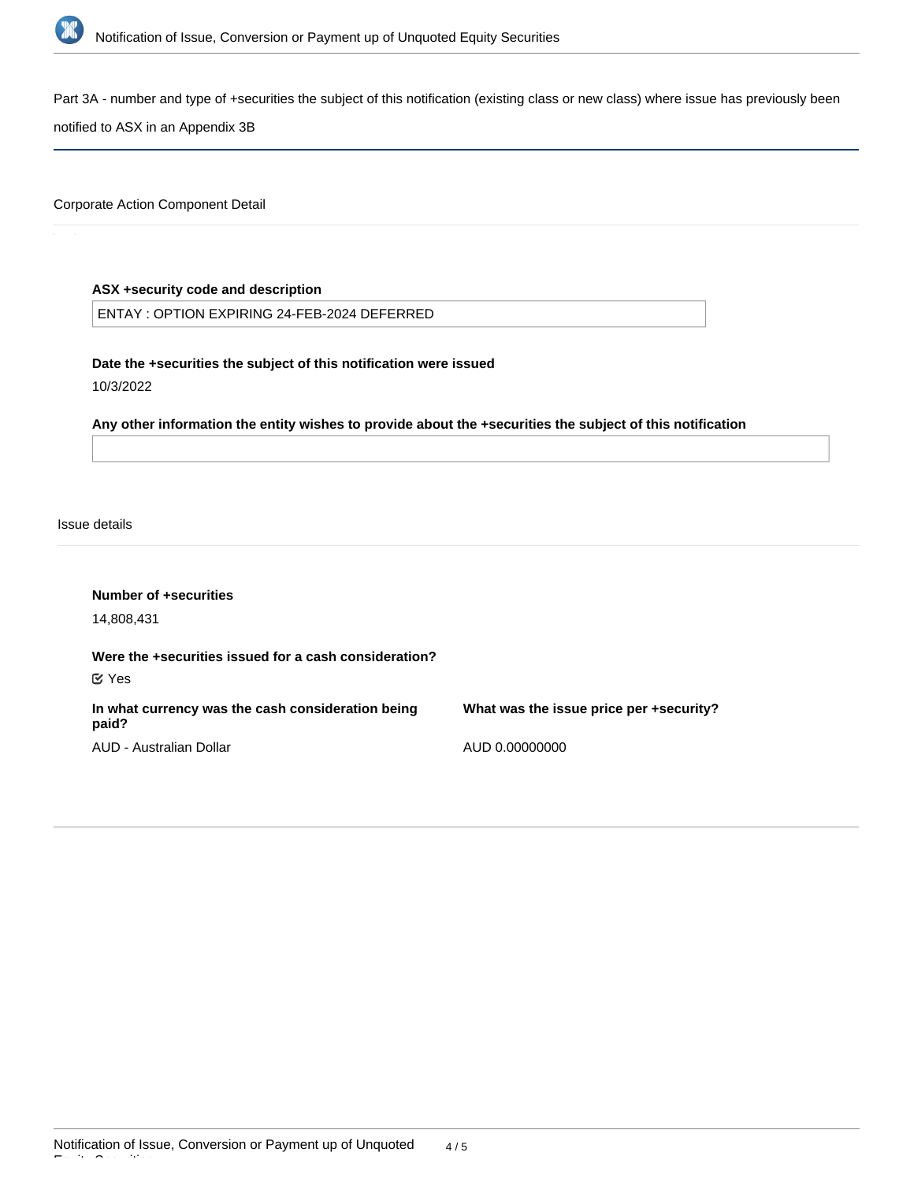Part 3A - number and type of +securities the subject of this notification (existing class or new class) where issue has previously been notified to ASX in an Appendix 3B

## Corporate Action Component Detail

**ASX +security code and description**

ENTAY : OPTION EXPIRING 24-FEB-2024 DEFERRED

**Date the +securities the subject of this notification were issued**

10/3/2022

**Any other information the entity wishes to provide about the +securities the subject of this notification**

## Issue details

**Number of +securities**

14,808,431

**Were the +securities issued for a cash consideration?**

Yes

**In what currency was the cash consideration being paid?**

AUD - Australian Dollar

**What was the issue price per +security?**

AUD 0.00000000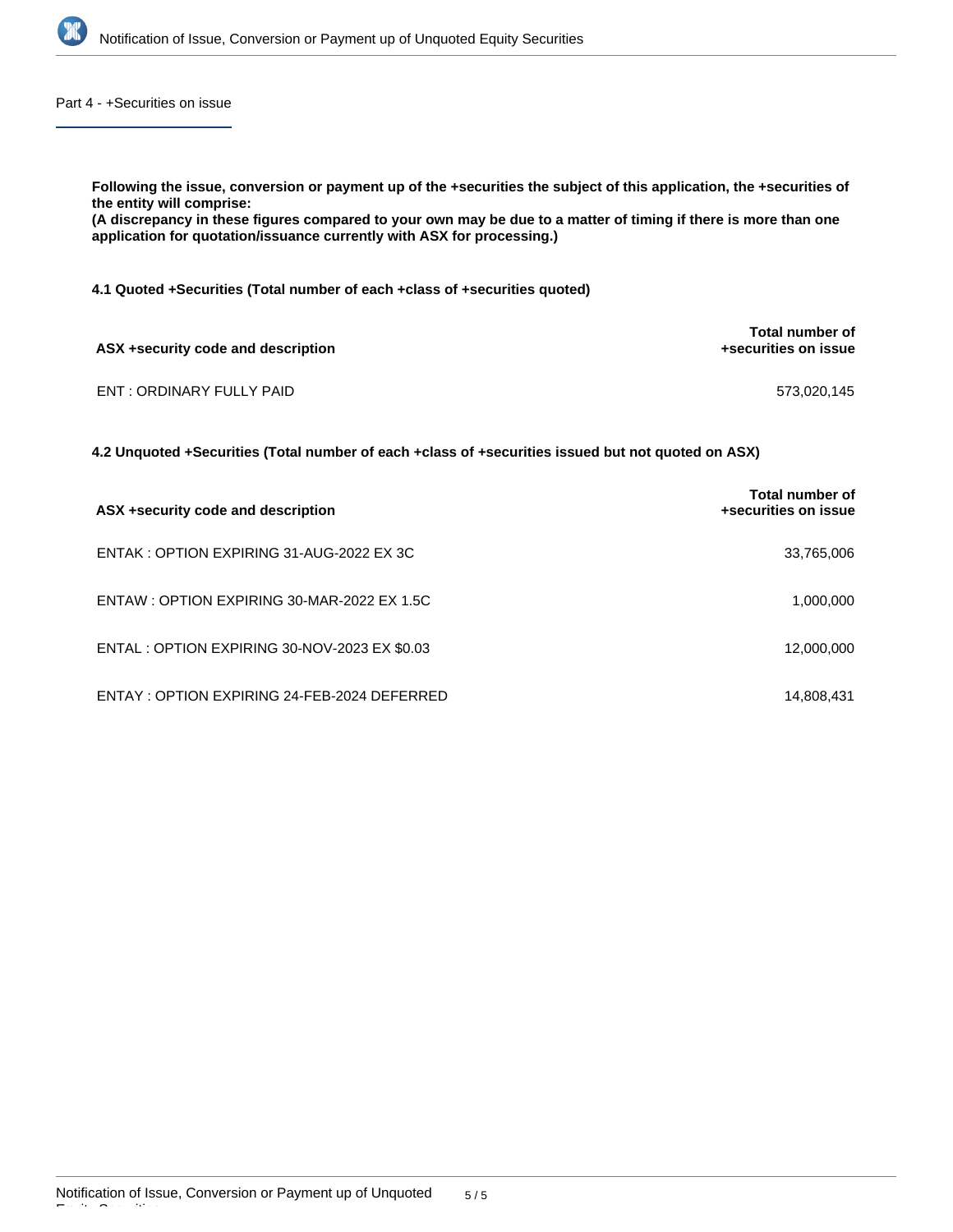## Part 4 - +Securities on issue

**Following the issue, conversion or payment up of the +securities the subject of this application, the +securities of the entity will comprise:**
**(A discrepancy in these figures compared to your own may be due to a matter of timing if there is more than one application for quotation/issuance currently with ASX for processing.)**

**4.1 Quoted +Securities (Total number of each +class of +securities quoted)**

| ASX +security code and description | Total number of +securities on issue |
|---|---|
| ENT : ORDINARY FULLY PAID | 573,020,145 |

**4.2 Unquoted +Securities (Total number of each +class of +securities issued but not quoted on ASX)**

| ASX +security code and description | Total number of +securities on issue |
|---|---|
| ENTAK : OPTION EXPIRING 31-AUG-2022 EX 3C | 33,765,006 |
| ENTAW : OPTION EXPIRING 30-MAR-2022 EX 1.5C | 1,000,000 |
| ENTAL : OPTION EXPIRING 30-NOV-2023 EX $0.03 | 12,000,000 |
| ENTAY : OPTION EXPIRING 24-FEB-2024 DEFERRED | 14,808,431 |